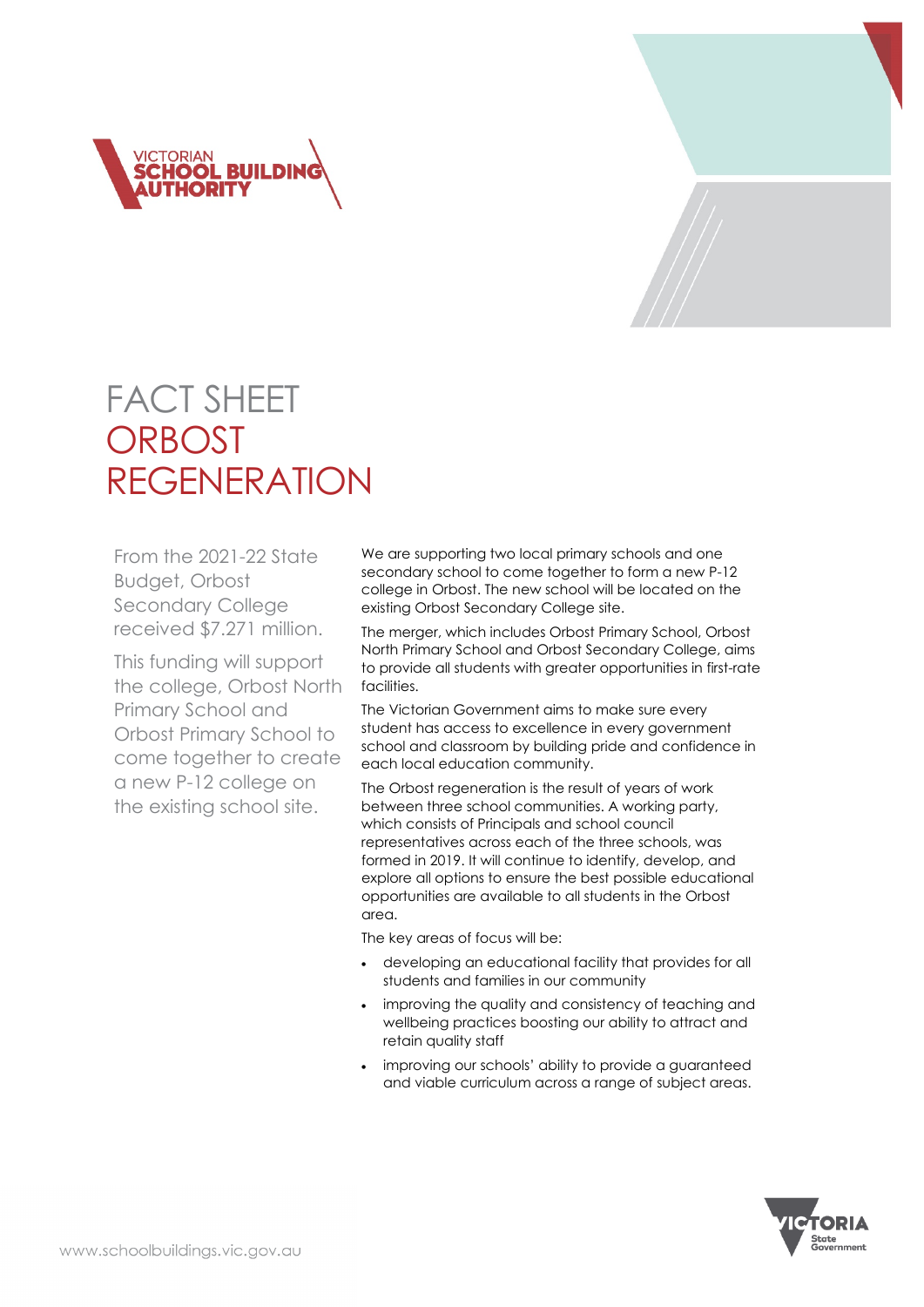# FACT SHEET
# ORBOST REGENERATION

From the 2021-22 State Budget, Orbost Secondary College received $7.271 million.

This funding will support the college, Orbost North Primary School and Orbost Primary School to come together to create a new P-12 college on the existing school site.

We are supporting two local primary schools and one secondary school to come together to form a new P-12 college in Orbost. The new school will be located on the existing Orbost Secondary College site.

The merger, which includes Orbost Primary School, Orbost North Primary School and Orbost Secondary College, aims to provide all students with greater opportunities in first-rate facilities.

The Victorian Government aims to make sure every student has access to excellence in every government school and classroom by building pride and confidence in each local education community.

The Orbost regeneration is the result of years of work between three school communities. A working party, which consists of Principals and school council representatives across each of the three schools, was formed in 2019. It will continue to identify, develop, and explore all options to ensure the best possible educational opportunities are available to all students in the Orbost area.

The key areas of focus will be:

- developing an educational facility that provides for all students and families in our community
- improving the quality and consistency of teaching and wellbeing practices boosting our ability to attract and retain quality staff
- improving our schools' ability to provide a guaranteed and viable curriculum across a range of subject areas.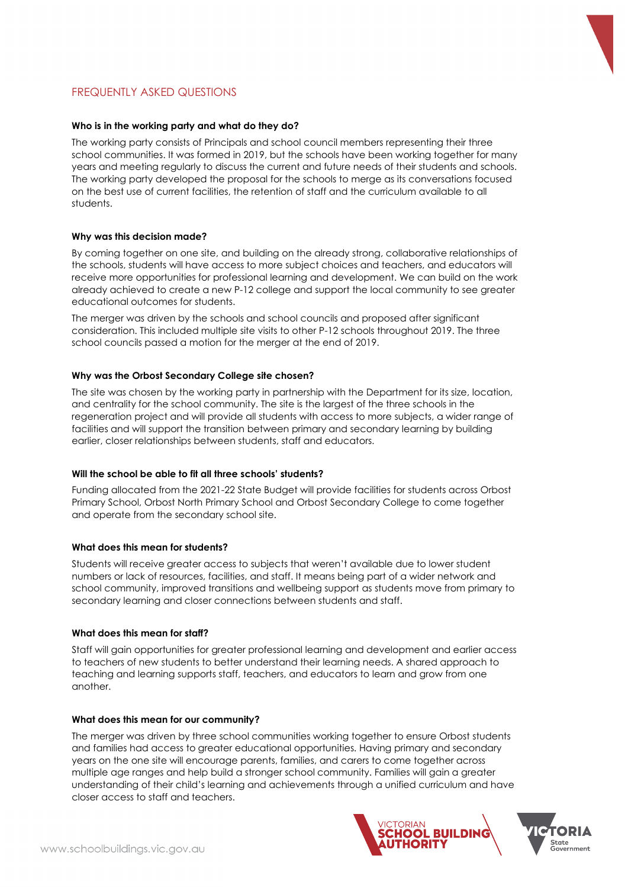## FREQUENTLY ASKED QUESTIONS

**Who is in the working party and what do they do?**

The working party consists of Principals and school council members representing their three school communities. It was formed in 2019, but the schools have been working together for many years and meeting regularly to discuss the current and future needs of their students and schools. The working party developed the proposal for the schools to merge as its conversations focused on the best use of current facilities, the retention of staff and the curriculum available to all students.

**Why was this decision made?**

By coming together on one site, and building on the already strong, collaborative relationships of the schools, students will have access to more subject choices and teachers, and educators will receive more opportunities for professional learning and development. We can build on the work already achieved to create a new P-12 college and support the local community to see greater educational outcomes for students.

The merger was driven by the schools and school councils and proposed after significant consideration. This included multiple site visits to other P-12 schools throughout 2019. The three school councils passed a motion for the merger at the end of 2019.

**Why was the Orbost Secondary College site chosen?**

The site was chosen by the working party in partnership with the Department for its size, location, and centrality for the school community. The site is the largest of the three schools in the regeneration project and will provide all students with access to more subjects, a wider range of facilities and will support the transition between primary and secondary learning by building earlier, closer relationships between students, staff and educators.

**Will the school be able to fit all three schools' students?**

Funding allocated from the 2021-22 State Budget will provide facilities for students across Orbost Primary School, Orbost North Primary School and Orbost Secondary College to come together and operate from the secondary school site.

**What does this mean for students?**

Students will receive greater access to subjects that weren't available due to lower student numbers or lack of resources, facilities, and staff. It means being part of a wider network and school community, improved transitions and wellbeing support as students move from primary to secondary learning and closer connections between students and staff.

**What does this mean for staff?**

Staff will gain opportunities for greater professional learning and development and earlier access to teachers of new students to better understand their learning needs. A shared approach to teaching and learning supports staff, teachers, and educators to learn and grow from one another.

**What does this mean for our community?**

The merger was driven by three school communities working together to ensure Orbost students and families had access to greater educational opportunities. Having primary and secondary years on the one site will encourage parents, families, and carers to come together across multiple age ranges and help build a stronger school community. Families will gain a greater understanding of their child's learning and achievements through a unified curriculum and have closer access to staff and teachers.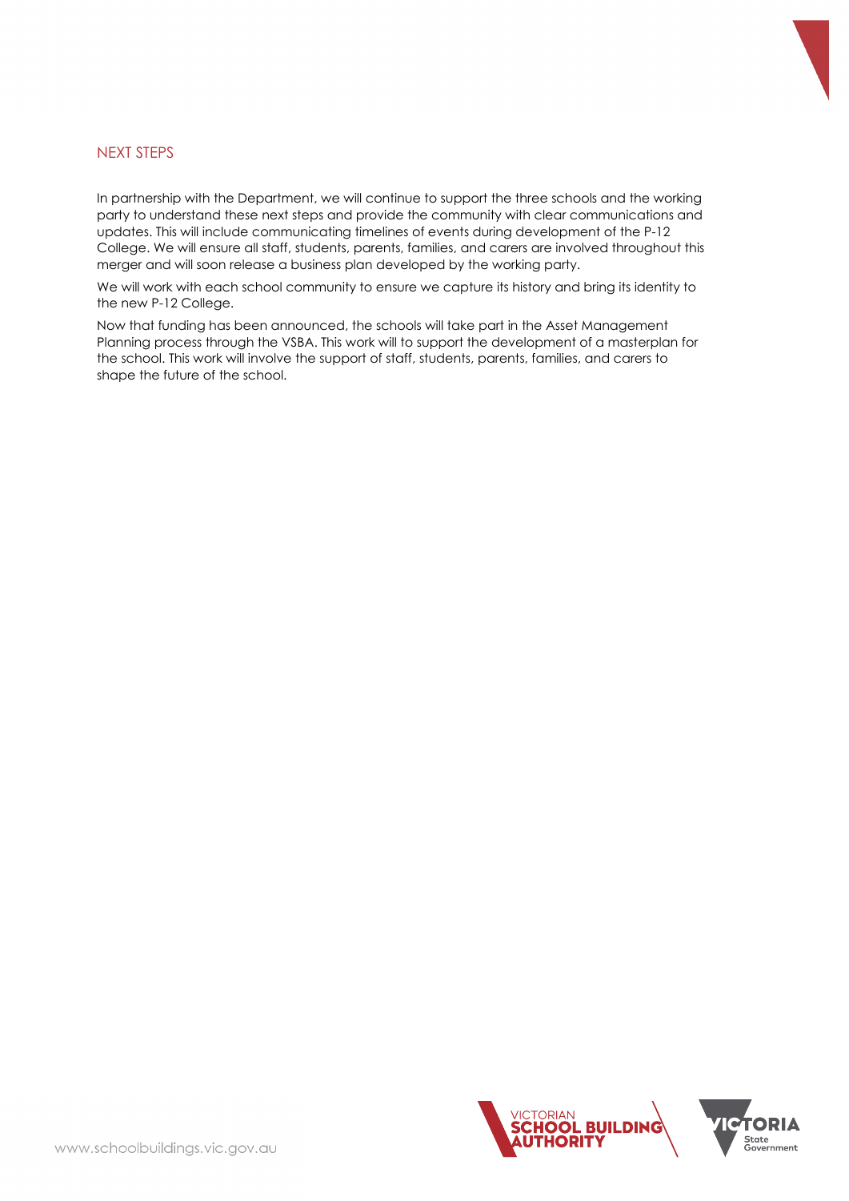## NEXT STEPS

In partnership with the Department, we will continue to support the three schools and the working party to understand these next steps and provide the community with clear communications and updates. This will include communicating timelines of events during development of the P-12 College. We will ensure all staff, students, parents, families, and carers are involved throughout this merger and will soon release a business plan developed by the working party.

We will work with each school community to ensure we capture its history and bring its identity to the new P-12 College.

Now that funding has been announced, the schools will take part in the Asset Management Planning process through the VSBA. This work will to support the development of a masterplan for the school. This work will involve the support of staff, students, parents, families, and carers to shape the future of the school.